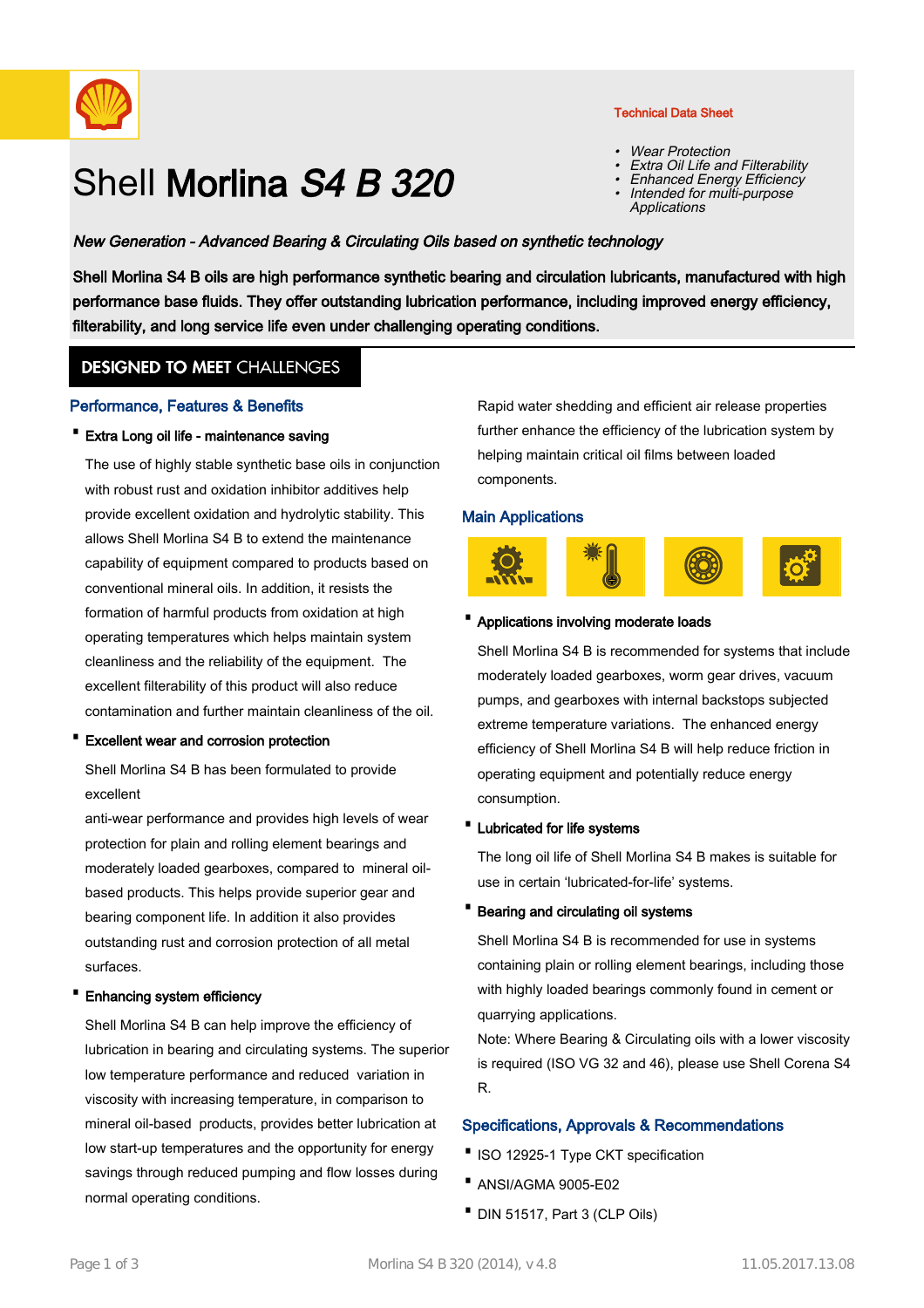Technical Data Sheet

- *Wear Protection*
- *Extra Oil Life and Filterability*
- *Enhanced Energy Efficiency*
- *Intended for multi-purpose Applications*

# Shell **Morlina *S4 B 320***

***New Generation - Advanced Bearing & Circulating Oils based on synthetic technology***

**Shell Morlina S4 B oils are high performance synthetic bearing and circulation lubricants, manufactured with high performance base fluids. They offer outstanding lubrication performance, including improved energy efficiency, filterability, and long service life even under challenging operating conditions.**

## DESIGNED TO MEET CHALLENGES

### Performance, Features & Benefits

- **Extra Long oil life - maintenance saving**

  The use of highly stable synthetic base oils in conjunction with robust rust and oxidation inhibitor additives help provide excellent oxidation and hydrolytic stability. This allows Shell Morlina S4 B to extend the maintenance capability of equipment compared to products based on conventional mineral oils. In addition, it resists the formation of harmful products from oxidation at high operating temperatures which helps maintain system cleanliness and the reliability of the equipment. The excellent filterability of this product will also reduce contamination and further maintain cleanliness of the oil.

- **Excellent wear and corrosion protection**

  Shell Morlina S4 B has been formulated to provide excellent
  anti-wear performance and provides high levels of wear protection for plain and rolling element bearings and moderately loaded gearboxes, compared to mineral oil-based products. This helps provide superior gear and bearing component life. In addition it also provides outstanding rust and corrosion protection of all metal surfaces.

- **Enhancing system efficiency**

  Shell Morlina S4 B can help improve the efficiency of lubrication in bearing and circulating systems. The superior low temperature performance and reduced variation in viscosity with increasing temperature, in comparison to mineral oil-based products, provides better lubrication at low start-up temperatures and the opportunity for energy savings through reduced pumping and flow losses during normal operating conditions.

  Rapid water shedding and efficient air release properties further enhance the efficiency of the lubrication system by helping maintain critical oil films between loaded components.

### Main Applications

- **Applications involving moderate loads**

  Shell Morlina S4 B is recommended for systems that include moderately loaded gearboxes, worm gear drives, vacuum pumps, and gearboxes with internal backstops subjected extreme temperature variations. The enhanced energy efficiency of Shell Morlina S4 B will help reduce friction in operating equipment and potentially reduce energy consumption.

- **Lubricated for life systems**

  The long oil life of Shell Morlina S4 B makes is suitable for use in certain 'lubricated-for-life' systems.

- **Bearing and circulating oil systems**

  Shell Morlina S4 B is recommended for use in systems containing plain or rolling element bearings, including those with highly loaded bearings commonly found in cement or quarrying applications.

  Note: Where Bearing & Circulating oils with a lower viscosity is required (ISO VG 32 and 46), please use Shell Corena S4 R.

### Specifications, Approvals & Recommendations

- ISO 12925-1 Type CKT specification
- ANSI/AGMA 9005-E02
- DIN 51517, Part 3 (CLP Oils)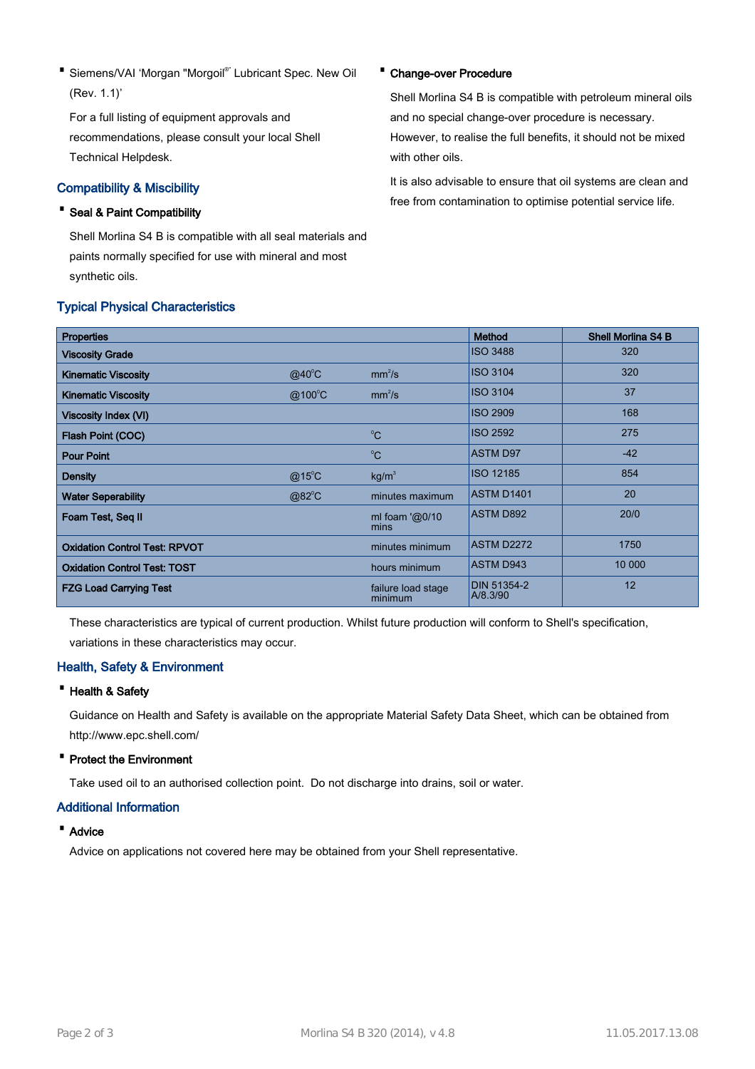- Siemens/VAI 'Morgan "Morgoil®" Lubricant Spec. New Oil (Rev. 1.1)'

  For a full listing of equipment approvals and recommendations, please consult your local Shell Technical Helpdesk.

## Compatibility & Miscibility

- **Seal & Paint Compatibility**

  Shell Morlina S4 B is compatible with all seal materials and paints normally specified for use with mineral and most synthetic oils.

- **Change-over Procedure**

  Shell Morlina S4 B is compatible with petroleum mineral oils and no special change-over procedure is necessary. However, to realise the full benefits, it should not be mixed with other oils.

  It is also advisable to ensure that oil systems are clean and free from contamination to optimise potential service life.

## Typical Physical Characteristics

| Properties | | | Method | Shell Morlina S4 B |
|---|---|---|---|---|
| Viscosity Grade | | | ISO 3488 | 320 |
| Kinematic Viscosity | @40°C | $mm^2/s$ | ISO 3104 | 320 |
| Kinematic Viscosity | @100°C | $mm^2/s$ | ISO 3104 | 37 |
| Viscosity Index (VI) | | | ISO 2909 | 168 |
| Flash Point (COC) | | °C | ISO 2592 | 275 |
| Pour Point | | °C | ASTM D97 | -42 |
| Density | @15°C | $kg/m^3$ | ISO 12185 | 854 |
| Water Seperability | @82°C | minutes maximum | ASTM D1401 | 20 |
| Foam Test, Seq II | | ml foam '@0/10 mins | ASTM D892 | 20/0 |
| Oxidation Control Test: RPVOT | | minutes minimum | ASTM D2272 | 1750 |
| Oxidation Control Test: TOST | | hours minimum | ASTM D943 | 10 000 |
| FZG Load Carrying Test | | failure load stage minimum | DIN 51354-2 A/8.3/90 | 12 |

These characteristics are typical of current production. Whilst future production will conform to Shell's specification, variations in these characteristics may occur.

## Health, Safety & Environment

- **Health & Safety**

  Guidance on Health and Safety is available on the appropriate Material Safety Data Sheet, which can be obtained from http://www.epc.shell.com/

- **Protect the Environment**

  Take used oil to an authorised collection point. Do not discharge into drains, soil or water.

## Additional Information

- **Advice**

  Advice on applications not covered here may be obtained from your Shell representative.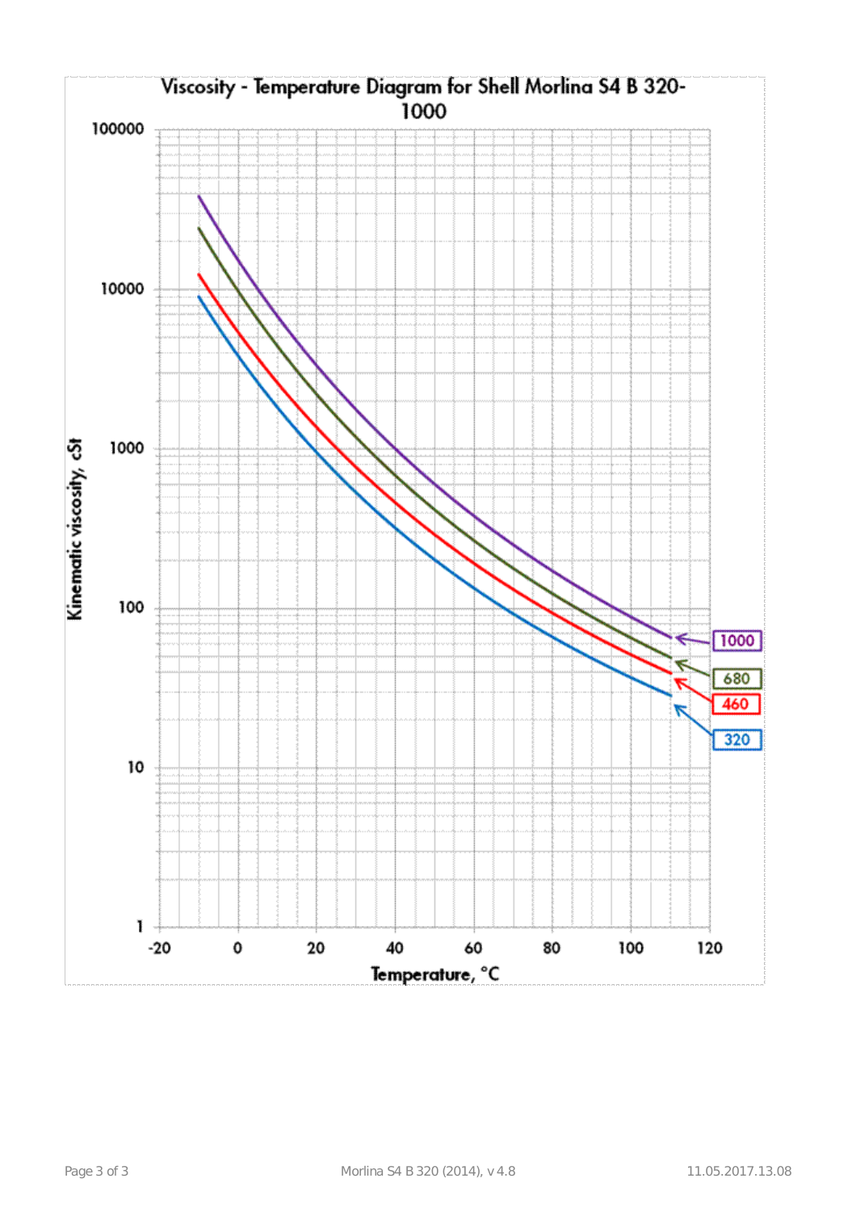# Viscosity - Temperature Diagram for Shell Morlina S4 B 320-1000

Kinematic viscosity, cSt

100000

10000

1000

100

10

1

-20

0

20

40

60

80

100

120

Temperature, °C

1000

680

460

320